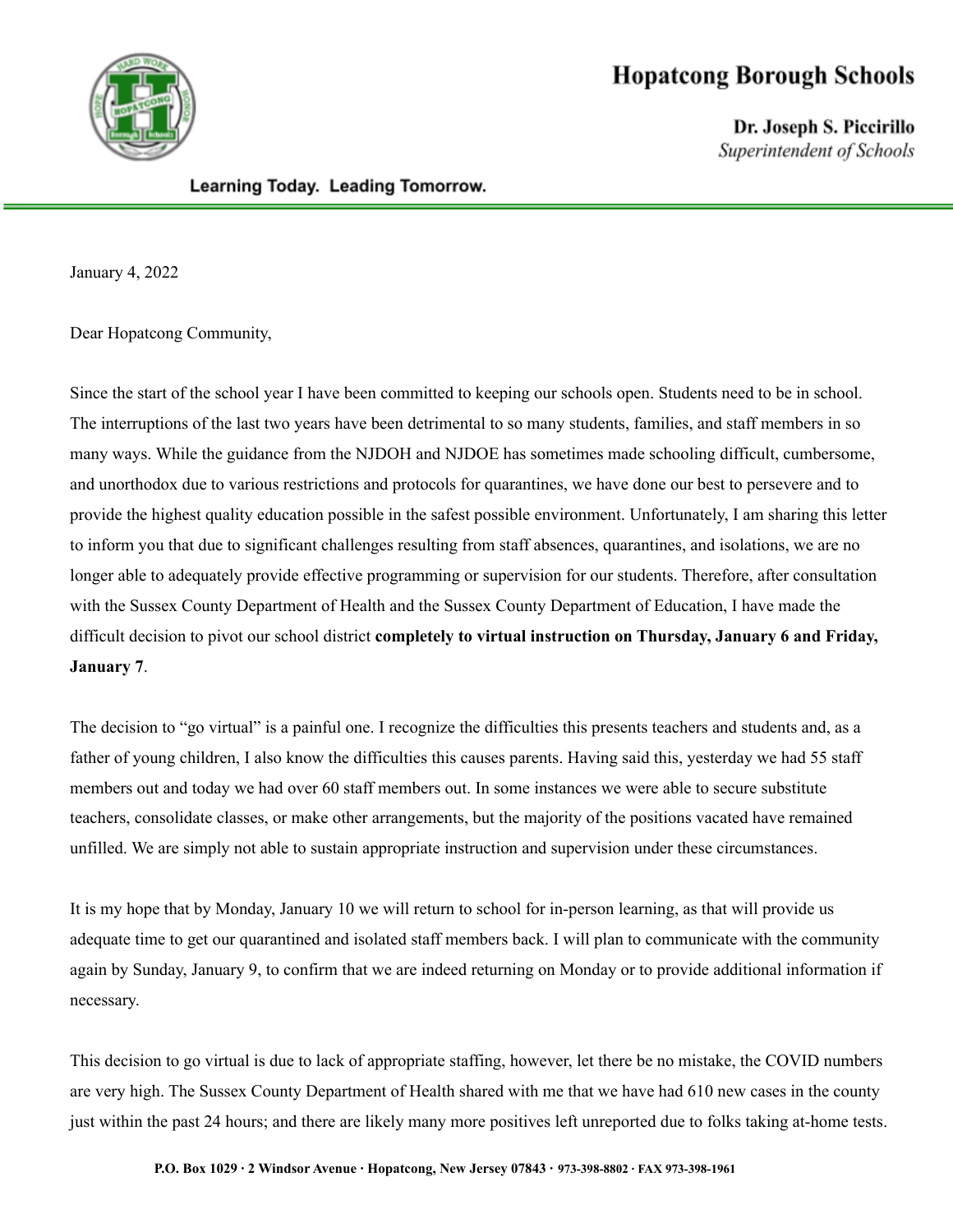# Hopatcong Borough Schools

**Dr. Joseph S. Piccirillo**
*Superintendent of Schools*

**Learning Today. Leading Tomorrow.**

---

January 4, 2022

Dear Hopatcong Community,

Since the start of the school year I have been committed to keeping our schools open. Students need to be in school. The interruptions of the last two years have been detrimental to so many students, families, and staff members in so many ways. While the guidance from the NJDOH and NJDOE has sometimes made schooling difficult, cumbersome, and unorthodox due to various restrictions and protocols for quarantines, we have done our best to persevere and to provide the highest quality education possible in the safest possible environment. Unfortunately, I am sharing this letter to inform you that due to significant challenges resulting from staff absences, quarantines, and isolations, we are no longer able to adequately provide effective programming or supervision for our students. Therefore, after consultation with the Sussex County Department of Health and the Sussex County Department of Education, I have made the difficult decision to pivot our school district **completely to virtual instruction on Thursday, January 6 and Friday, January 7**.

The decision to "go virtual" is a painful one. I recognize the difficulties this presents teachers and students and, as a father of young children, I also know the difficulties this causes parents. Having said this, yesterday we had 55 staff members out and today we had over 60 staff members out. In some instances we were able to secure substitute teachers, consolidate classes, or make other arrangements, but the majority of the positions vacated have remained unfilled. We are simply not able to sustain appropriate instruction and supervision under these circumstances.

It is my hope that by Monday, January 10 we will return to school for in-person learning, as that will provide us adequate time to get our quarantined and isolated staff members back. I will plan to communicate with the community again by Sunday, January 9, to confirm that we are indeed returning on Monday or to provide additional information if necessary.

This decision to go virtual is due to lack of appropriate staffing, however, let there be no mistake, the COVID numbers are very high. The Sussex County Department of Health shared with me that we have had 610 new cases in the county just within the past 24 hours; and there are likely many more positives left unreported due to folks taking at-home tests.

P.O. Box 1029 · 2 Windsor Avenue · Hopatcong, New Jersey 07843 · 973-398-8802 · FAX 973-398-1961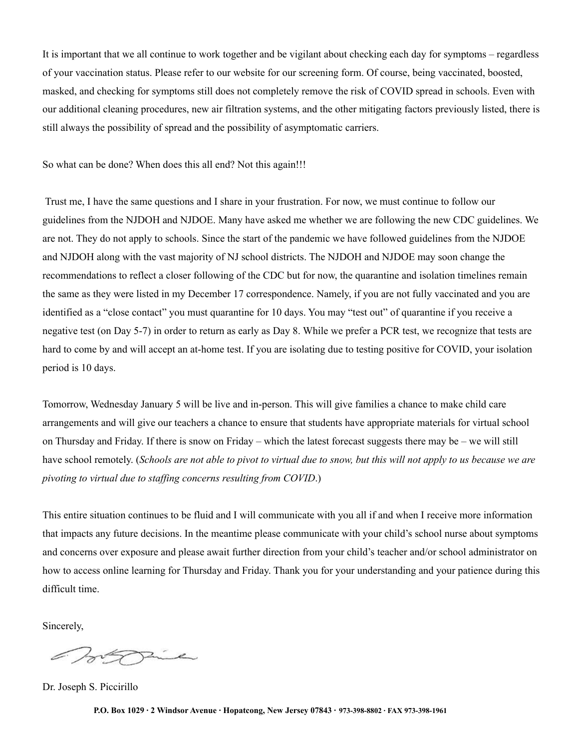It is important that we all continue to work together and be vigilant about checking each day for symptoms – regardless of your vaccination status. Please refer to our website for our screening form. Of course, being vaccinated, boosted, masked, and checking for symptoms still does not completely remove the risk of COVID spread in schools. Even with our additional cleaning procedures, new air filtration systems, and the other mitigating factors previously listed, there is still always the possibility of spread and the possibility of asymptomatic carriers.

So what can be done? When does this all end? Not this again!!!

Trust me, I have the same questions and I share in your frustration. For now, we must continue to follow our guidelines from the NJDOH and NJDOE. Many have asked me whether we are following the new CDC guidelines. We are not. They do not apply to schools. Since the start of the pandemic we have followed guidelines from the NJDOE and NJDOH along with the vast majority of NJ school districts. The NJDOH and NJDOE may soon change the recommendations to reflect a closer following of the CDC but for now, the quarantine and isolation timelines remain the same as they were listed in my December 17 correspondence. Namely, if you are not fully vaccinated and you are identified as a "close contact" you must quarantine for 10 days. You may "test out" of quarantine if you receive a negative test (on Day 5-7) in order to return as early as Day 8. While we prefer a PCR test, we recognize that tests are hard to come by and will accept an at-home test. If you are isolating due to testing positive for COVID, your isolation period is 10 days.

Tomorrow, Wednesday January 5 will be live and in-person. This will give families a chance to make child care arrangements and will give our teachers a chance to ensure that students have appropriate materials for virtual school on Thursday and Friday. If there is snow on Friday – which the latest forecast suggests there may be – we will still have school remotely. (*Schools are not able to pivot to virtual due to snow, but this will not apply to us because we are pivoting to virtual due to staffing concerns resulting from COVID*.)

This entire situation continues to be fluid and I will communicate with you all if and when I receive more information that impacts any future decisions. In the meantime please communicate with your child's school nurse about symptoms and concerns over exposure and please await further direction from your child's teacher and/or school administrator on how to access online learning for Thursday and Friday. Thank you for your understanding and your patience during this difficult time.

Sincerely,

Dr. Joseph S. Piccirillo

**P.O. Box 1029 · 2 Windsor Avenue · Hopatcong, New Jersey 07843 · 973-398-8802 · FAX 973-398-1961**